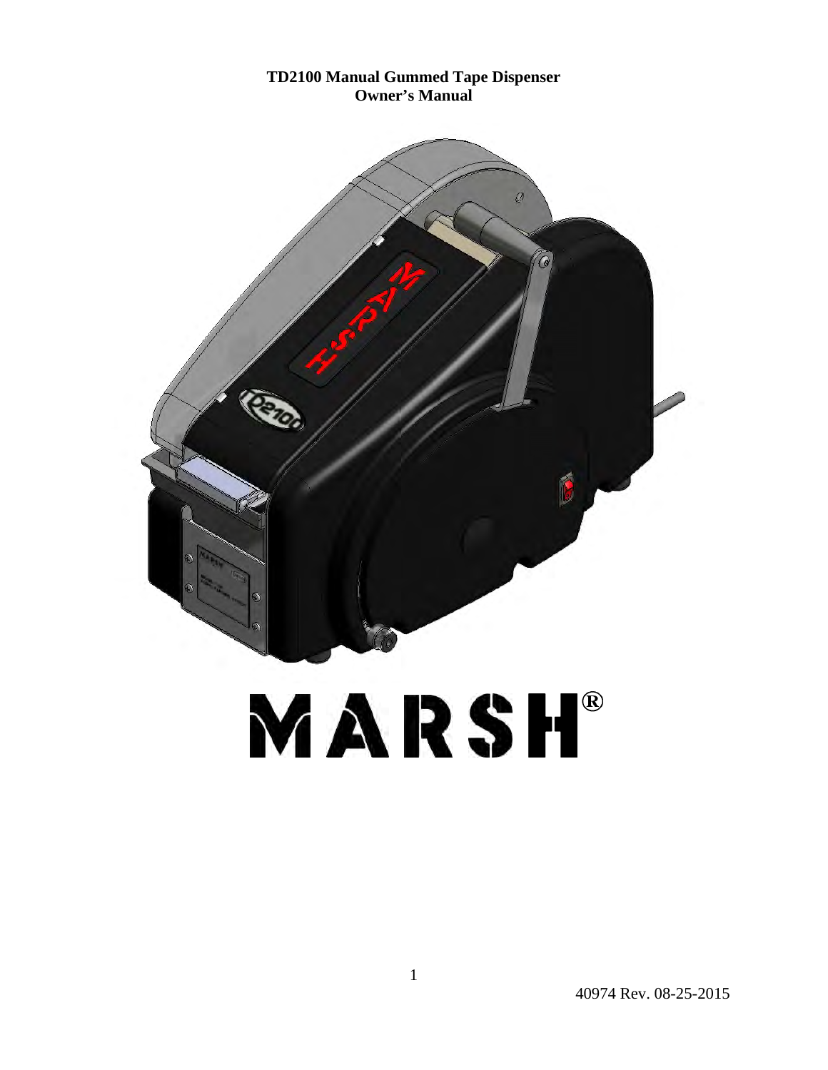# TD2100 Manual Gummed Tape Dispenser
## Owner's Manual

MARSH®

40974 Rev. 08-25-2015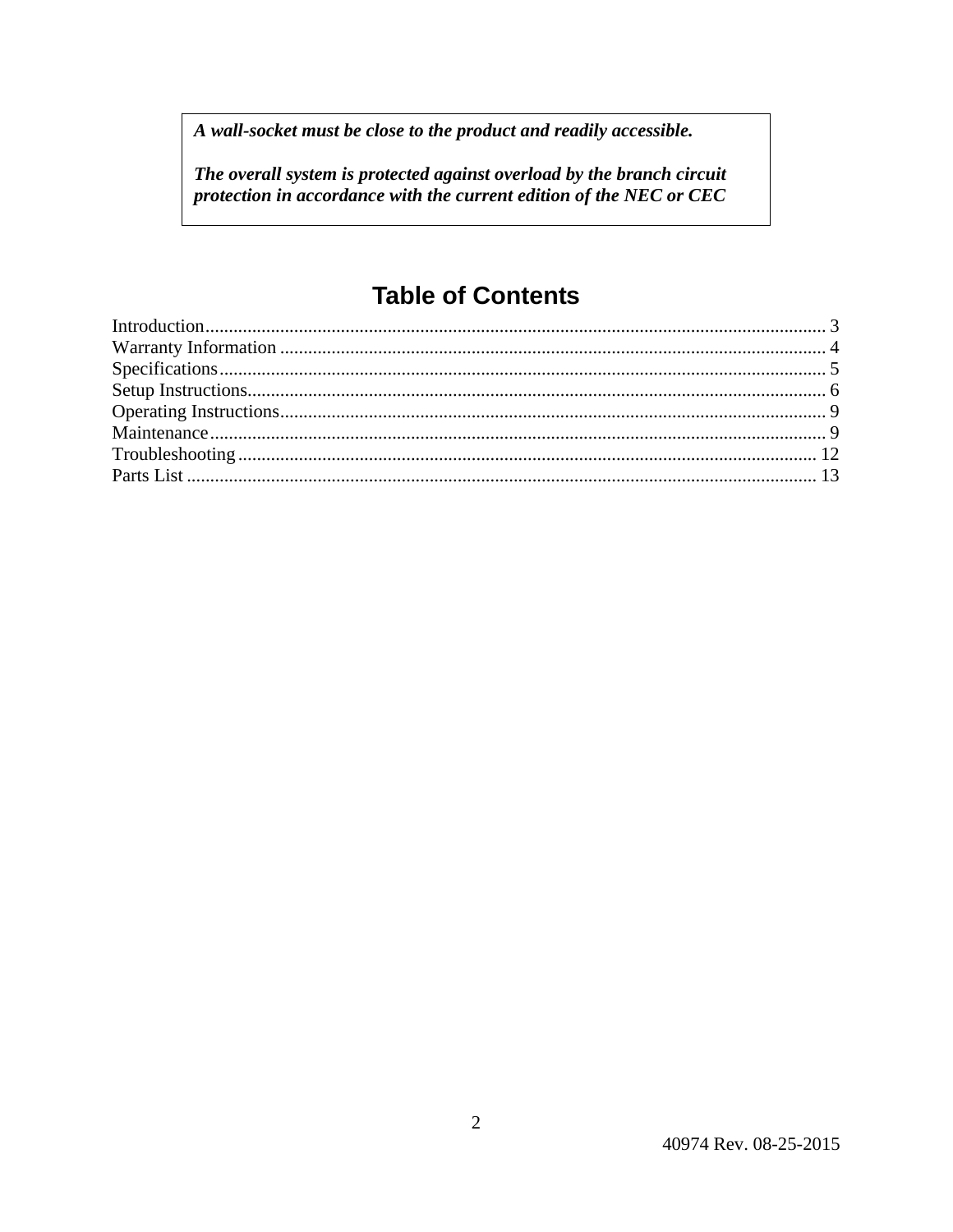***A wall-socket must be close to the product and readily accessible.***

***The overall system is protected against overload by the branch circuit protection in accordance with the current edition of the NEC or CEC***

# Table of Contents

Introduction .................................................................................................................................. 3
Warranty Information .................................................................................................................. 4
Specifications ................................................................................................................................ 5
Setup Instructions .......................................................................................................................... 6
Operating Instructions .................................................................................................................... 9
Maintenance .................................................................................................................................. 9
Troubleshooting ........................................................................................................................... 12
Parts List ...................................................................................................................................... 13

40974 Rev. 08-25-2015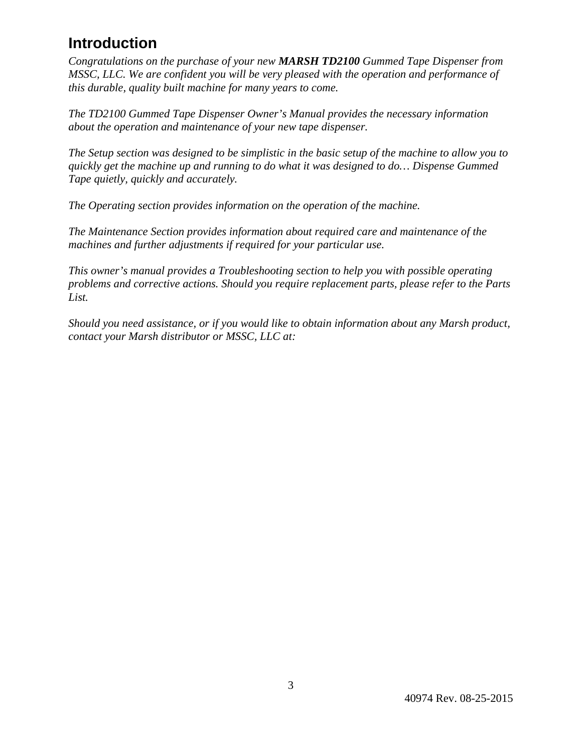# Introduction

*Congratulations on the purchase of your new **MARSH TD2100** Gummed Tape Dispenser from MSSC, LLC. We are confident you will be very pleased with the operation and performance of this durable, quality built machine for many years to come.*

*The TD2100 Gummed Tape Dispenser Owner's Manual provides the necessary information about the operation and maintenance of your new tape dispenser.*

*The Setup section was designed to be simplistic in the basic setup of the machine to allow you to quickly get the machine up and running to do what it was designed to do… Dispense Gummed Tape quietly, quickly and accurately.*

*The Operating section provides information on the operation of the machine.*

*The Maintenance Section provides information about required care and maintenance of the machines and further adjustments if required for your particular use.*

*This owner's manual provides a Troubleshooting section to help you with possible operating problems and corrective actions. Should you require replacement parts, please refer to the Parts List.*

*Should you need assistance, or if you would like to obtain information about any Marsh product, contact your Marsh distributor or MSSC, LLC at:*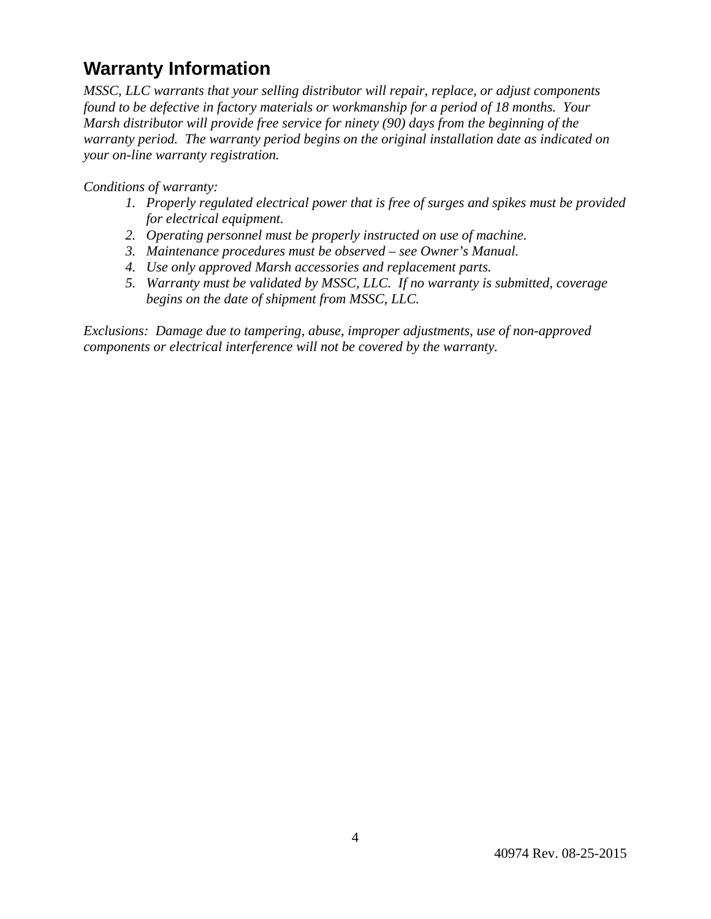## Warranty Information

*MSSC, LLC warrants that your selling distributor will repair, replace, or adjust components found to be defective in factory materials or workmanship for a period of 18 months. Your Marsh distributor will provide free service for ninety (90) days from the beginning of the warranty period. The warranty period begins on the original installation date as indicated on your on-line warranty registration.*

*Conditions of warranty:*

1. *Properly regulated electrical power that is free of surges and spikes must be provided for electrical equipment.*
2. *Operating personnel must be properly instructed on use of machine.*
3. *Maintenance procedures must be observed – see Owner's Manual.*
4. *Use only approved Marsh accessories and replacement parts.*
5. *Warranty must be validated by MSSC, LLC. If no warranty is submitted, coverage begins on the date of shipment from MSSC, LLC.*

*Exclusions: Damage due to tampering, abuse, improper adjustments, use of non-approved components or electrical interference will not be covered by the warranty.*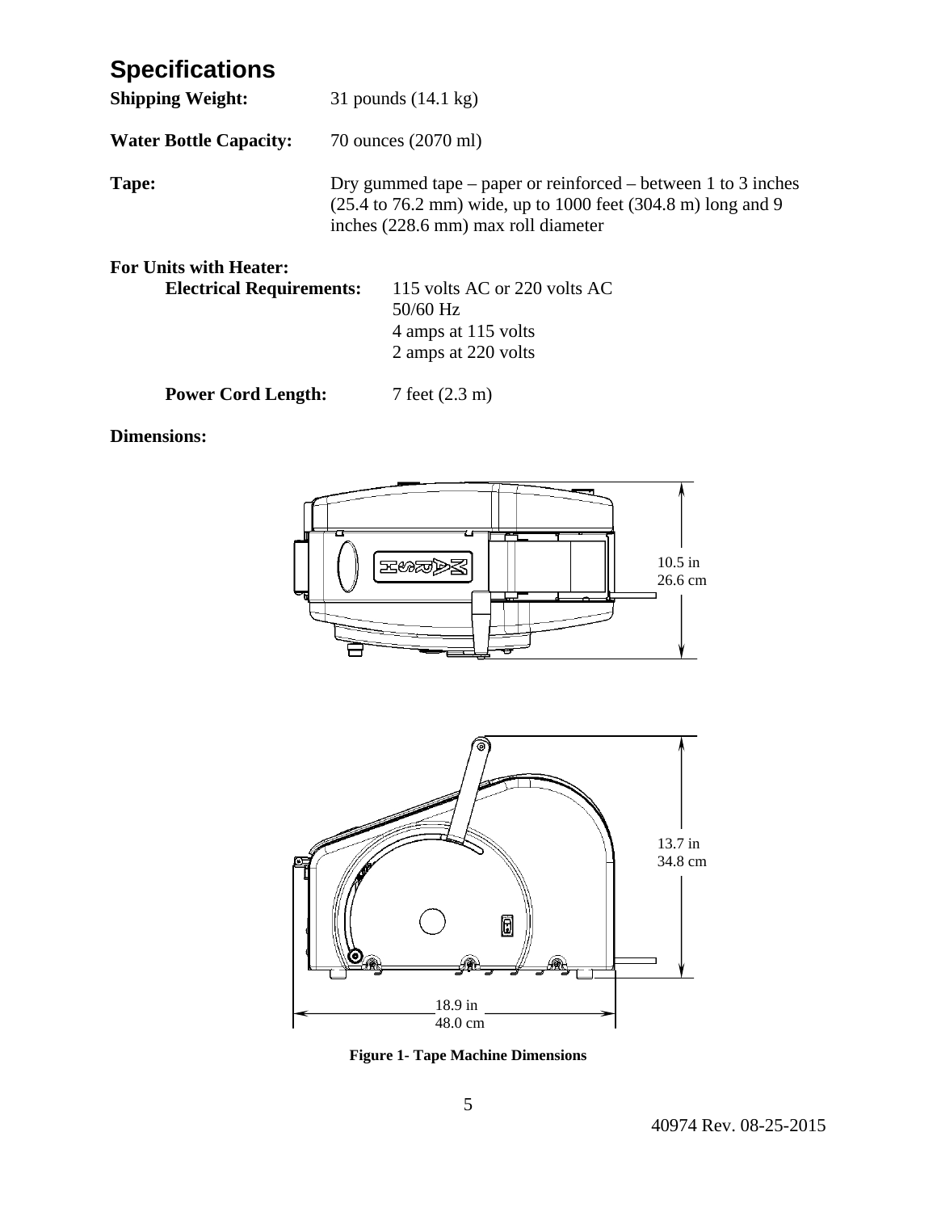# Specifications

**Shipping Weight:** 31 pounds (14.1 kg)

**Water Bottle Capacity:** 70 ounces (2070 ml)

**Tape:** Dry gummed tape – paper or reinforced – between 1 to 3 inches (25.4 to 76.2 mm) wide, up to 1000 feet (304.8 m) long and 9 inches (228.6 mm) max roll diameter

**For Units with Heater:**

**Electrical Requirements:** 115 volts AC or 220 volts AC
50/60 Hz
4 amps at 115 volts
2 amps at 220 volts

**Power Cord Length:** 7 feet (2.3 m)

**Dimensions:**

10.5 in
26.6 cm

13.7 in
34.8 cm

18.9 in
48.0 cm

**Figure 1- Tape Machine Dimensions**

40974 Rev. 08-25-2015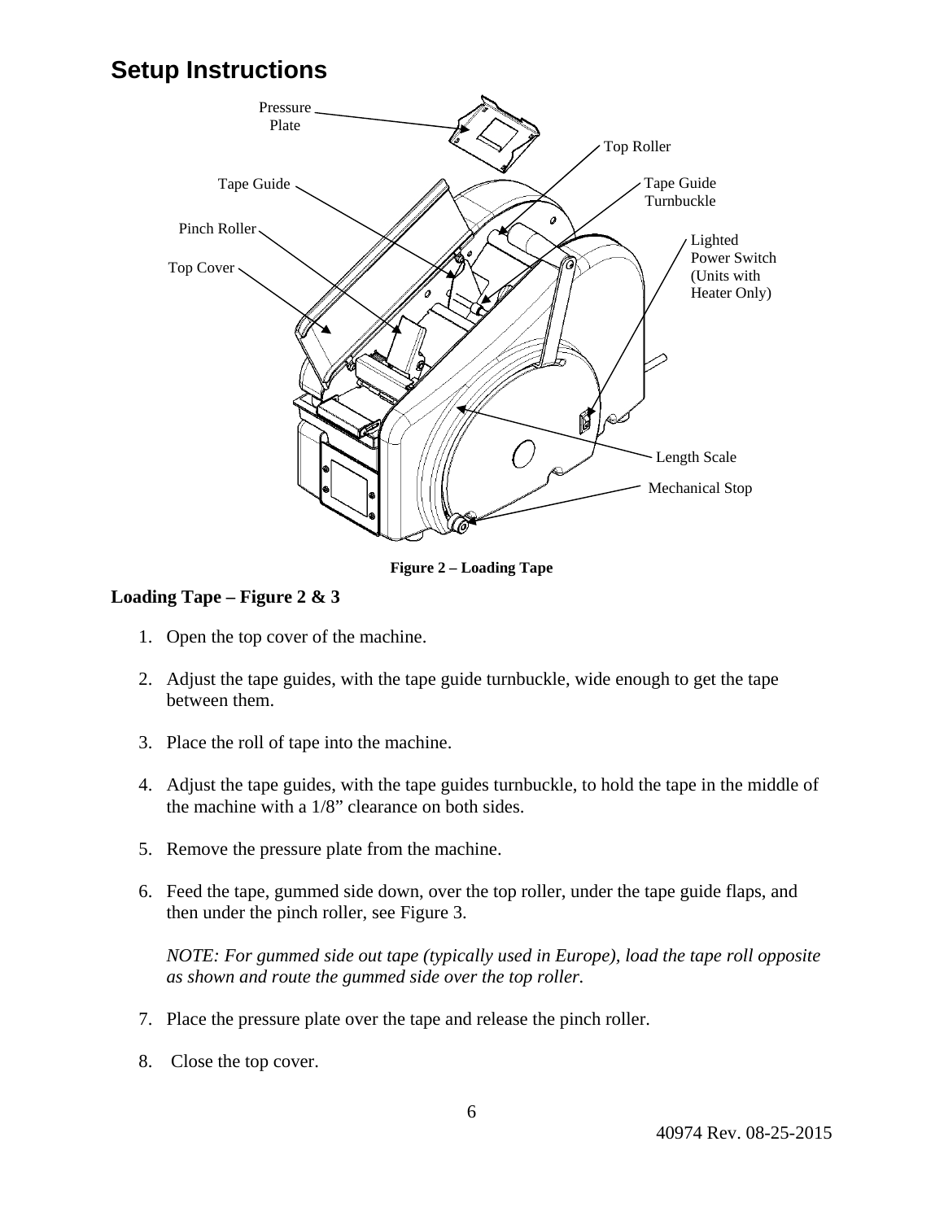# Setup Instructions

Figure 2 – Loading Tape

**Loading Tape – Figure 2 & 3**

1. Open the top cover of the machine.

2. Adjust the tape guides, with the tape guide turnbuckle, wide enough to get the tape between them.

3. Place the roll of tape into the machine.

4. Adjust the tape guides, with the tape guides turnbuckle, to hold the tape in the middle of the machine with a 1/8" clearance on both sides.

5. Remove the pressure plate from the machine.

6. Feed the tape, gummed side down, over the top roller, under the tape guide flaps, and then under the pinch roller, see Figure 3.

   *NOTE: For gummed side out tape (typically used in Europe), load the tape roll opposite as shown and route the gummed side over the top roller.*

7. Place the pressure plate over the tape and release the pinch roller.

8. Close the top cover.

40974 Rev. 08-25-2015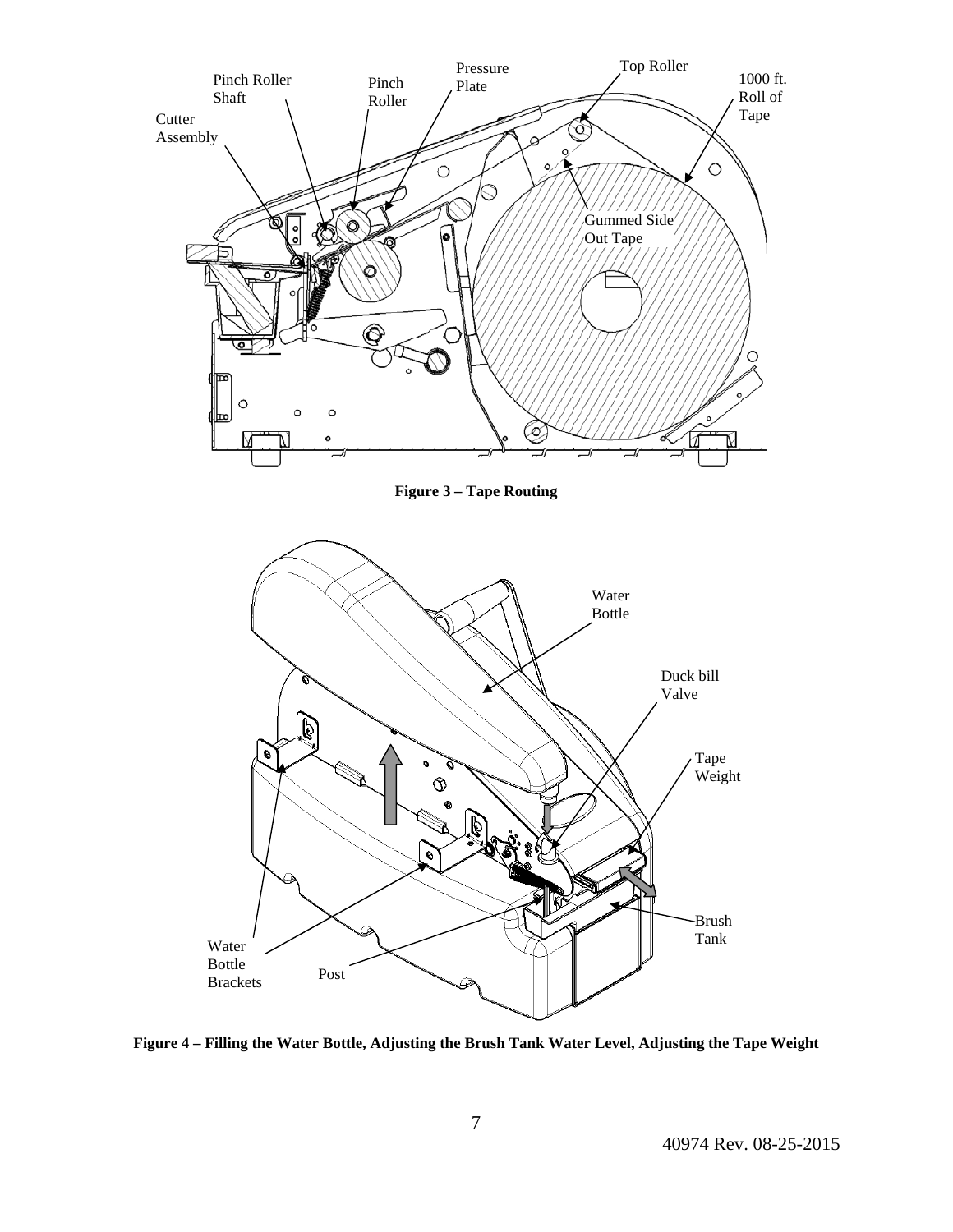Pinch Roller Shaft

Pinch Roller

Pressure Plate

Top Roller

1000 ft. Roll of Tape

Cutter Assembly

Gummed Side Out Tape

**Figure 3 – Tape Routing**

Water Bottle

Duck bill Valve

Tape Weight

Brush Tank

Water Bottle Brackets

Post

**Figure 4 – Filling the Water Bottle, Adjusting the Brush Tank Water Level, Adjusting the Tape Weight**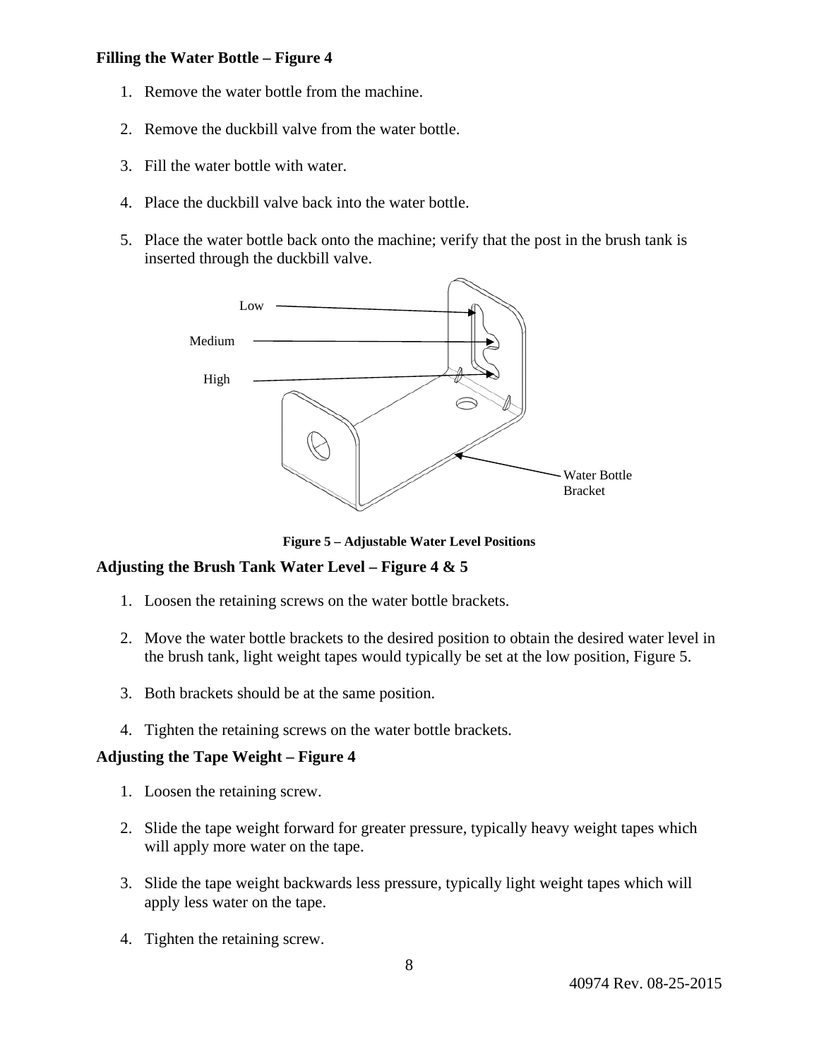**Filling the Water Bottle – Figure 4**

1. Remove the water bottle from the machine.

2. Remove the duckbill valve from the water bottle.

3. Fill the water bottle with water.

4. Place the duckbill valve back into the water bottle.

5. Place the water bottle back onto the machine; verify that the post in the brush tank is inserted through the duckbill valve.

Low

Medium

High

Water Bottle Bracket

**Figure 5 – Adjustable Water Level Positions**

**Adjusting the Brush Tank Water Level – Figure 4 & 5**

1. Loosen the retaining screws on the water bottle brackets.

2. Move the water bottle brackets to the desired position to obtain the desired water level in the brush tank, light weight tapes would typically be set at the low position, Figure 5.

3. Both brackets should be at the same position.

4. Tighten the retaining screws on the water bottle brackets.

**Adjusting the Tape Weight – Figure 4**

1. Loosen the retaining screw.

2. Slide the tape weight forward for greater pressure, typically heavy weight tapes which will apply more water on the tape.

3. Slide the tape weight backwards less pressure, typically light weight tapes which will apply less water on the tape.

4. Tighten the retaining screw.

40974 Rev. 08-25-2015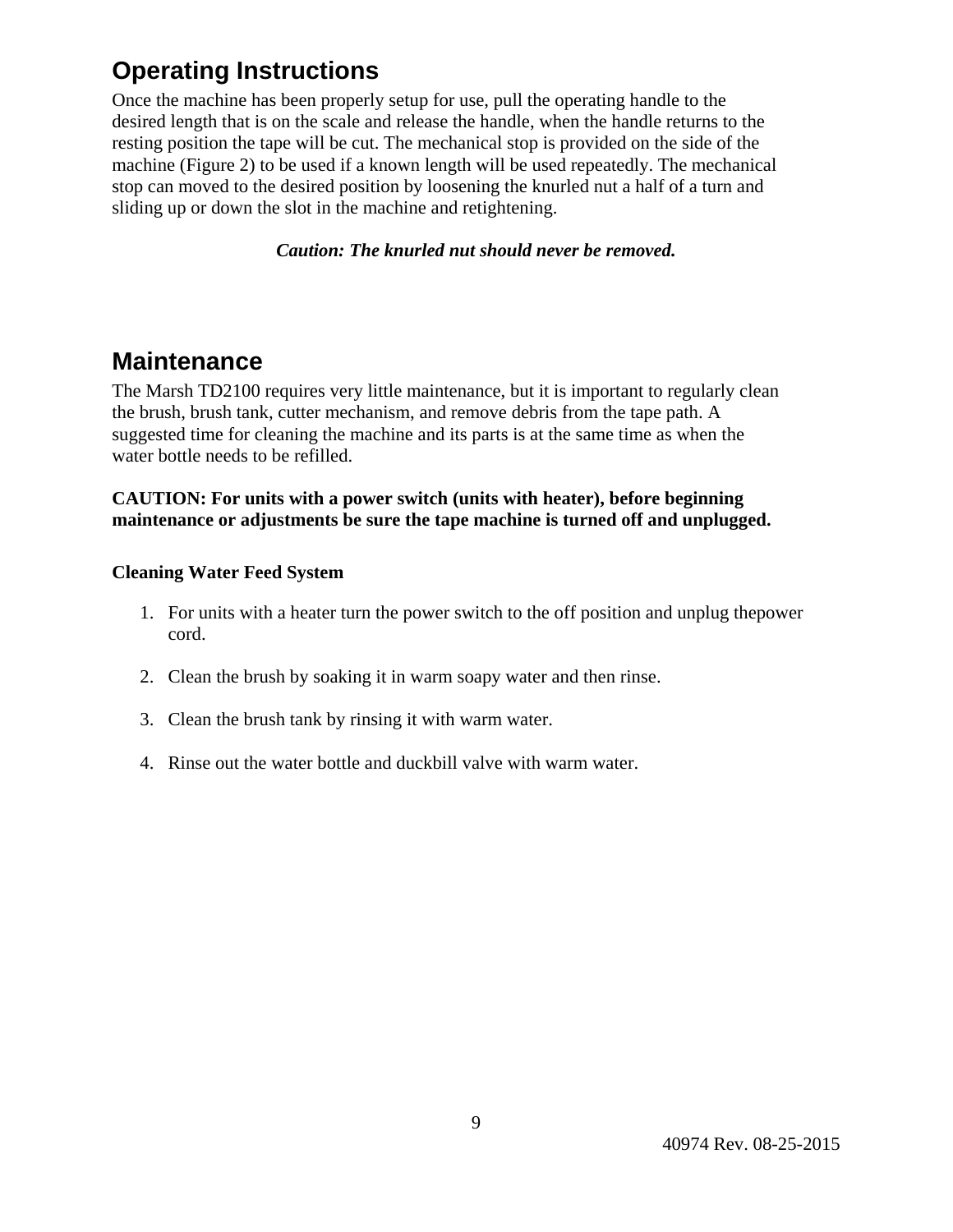## Operating Instructions

Once the machine has been properly setup for use, pull the operating handle to the desired length that is on the scale and release the handle, when the handle returns to the resting position the tape will be cut. The mechanical stop is provided on the side of the machine (Figure 2) to be used if a known length will be used repeatedly. The mechanical stop can moved to the desired position by loosening the knurled nut a half of a turn and sliding up or down the slot in the machine and retightening.

***Caution: The knurled nut should never be removed.***

## Maintenance

The Marsh TD2100 requires very little maintenance, but it is important to regularly clean the brush, brush tank, cutter mechanism, and remove debris from the tape path. A suggested time for cleaning the machine and its parts is at the same time as when the water bottle needs to be refilled.

**CAUTION: For units with a power switch (units with heater), before beginning maintenance or adjustments be sure the tape machine is turned off and unplugged.**

**Cleaning Water Feed System**

1. For units with a heater turn the power switch to the off position and unplug thepower cord.
2. Clean the brush by soaking it in warm soapy water and then rinse.
3. Clean the brush tank by rinsing it with warm water.
4. Rinse out the water bottle and duckbill valve with warm water.

40974 Rev. 08-25-2015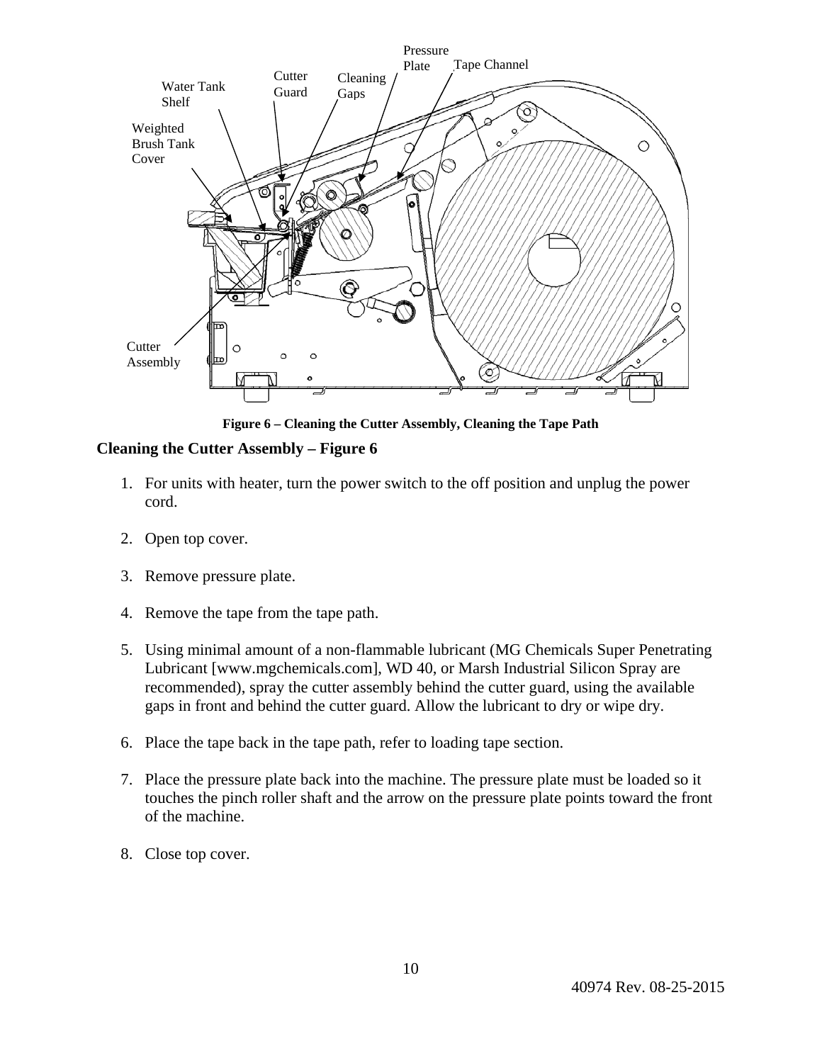**Figure 6 – Cleaning the Cutter Assembly, Cleaning the Tape Path**

## Cleaning the Cutter Assembly – Figure 6

1. For units with heater, turn the power switch to the off position and unplug the power cord.

2. Open top cover.

3. Remove pressure plate.

4. Remove the tape from the tape path.

5. Using minimal amount of a non-flammable lubricant (MG Chemicals Super Penetrating Lubricant [www.mgchemicals.com], WD 40, or Marsh Industrial Silicon Spray are recommended), spray the cutter assembly behind the cutter guard, using the available gaps in front and behind the cutter guard. Allow the lubricant to dry or wipe dry.

6. Place the tape back in the tape path, refer to loading tape section.

7. Place the pressure plate back into the machine. The pressure plate must be loaded so it touches the pinch roller shaft and the arrow on the pressure plate points toward the front of the machine.

8. Close top cover.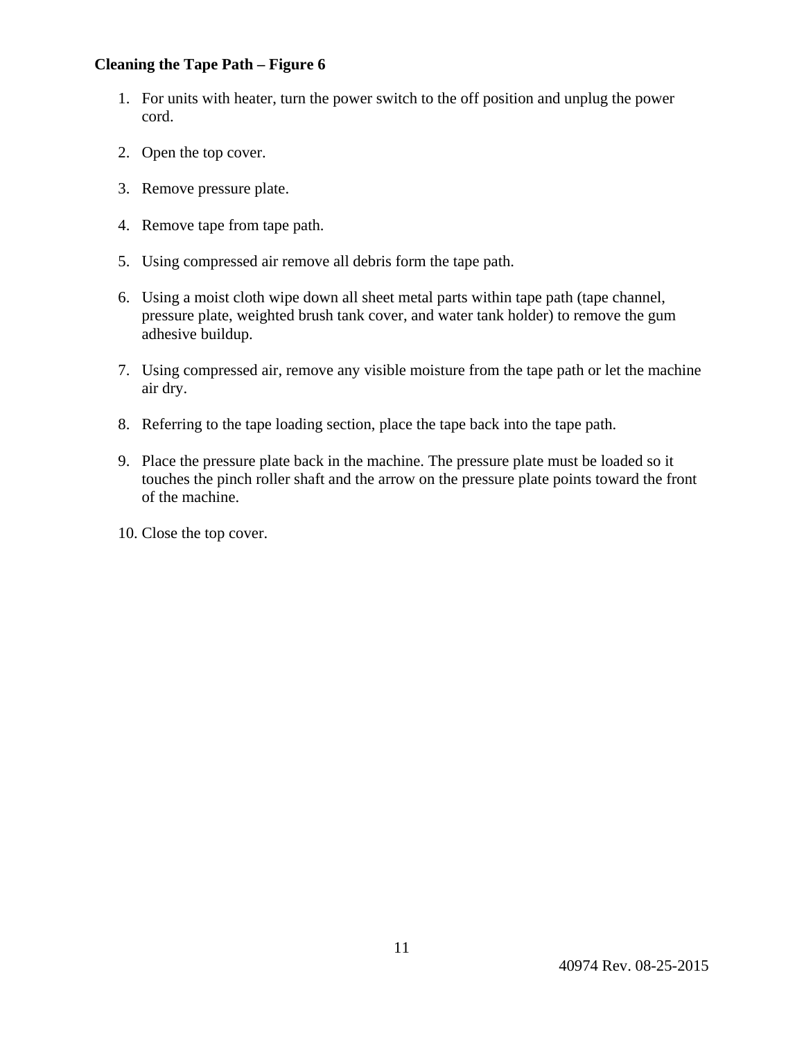**Cleaning the Tape Path – Figure 6**

1. For units with heater, turn the power switch to the off position and unplug the power cord.

2. Open the top cover.

3. Remove pressure plate.

4. Remove tape from tape path.

5. Using compressed air remove all debris form the tape path.

6. Using a moist cloth wipe down all sheet metal parts within tape path (tape channel, pressure plate, weighted brush tank cover, and water tank holder) to remove the gum adhesive buildup.

7. Using compressed air, remove any visible moisture from the tape path or let the machine air dry.

8. Referring to the tape loading section, place the tape back into the tape path.

9. Place the pressure plate back in the machine. The pressure plate must be loaded so it touches the pinch roller shaft and the arrow on the pressure plate points toward the front of the machine.

10. Close the top cover.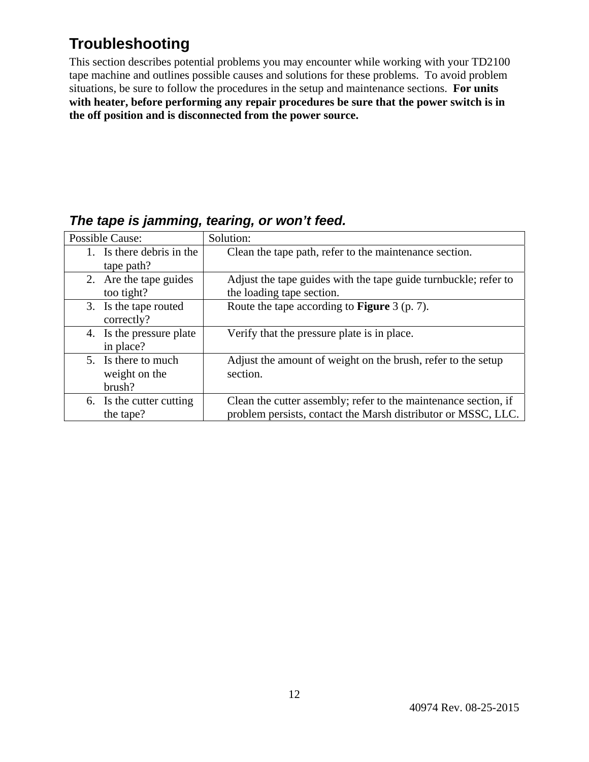## Troubleshooting

This section describes potential problems you may encounter while working with your TD2100 tape machine and outlines possible causes and solutions for these problems. To avoid problem situations, be sure to follow the procedures in the setup and maintenance sections. **For units with heater, before performing any repair procedures be sure that the power switch is in the off position and is disconnected from the power source.**

### *The tape is jamming, tearing, or won't feed.*

| Possible Cause: | Solution: |
|---|---|
| 1. Is there debris in the tape path? | Clean the tape path, refer to the maintenance section. |
| 2. Are the tape guides too tight? | Adjust the tape guides with the tape guide turnbuckle; refer to the loading tape section. |
| 3. Is the tape routed correctly? | Route the tape according to **Figure** 3 (p. 7). |
| 4. Is the pressure plate in place? | Verify that the pressure plate is in place. |
| 5. Is there to much weight on the brush? | Adjust the amount of weight on the brush, refer to the setup section. |
| 6. Is the cutter cutting the tape? | Clean the cutter assembly; refer to the maintenance section, if problem persists, contact the Marsh distributor or MSSC, LLC. |

40974 Rev. 08-25-2015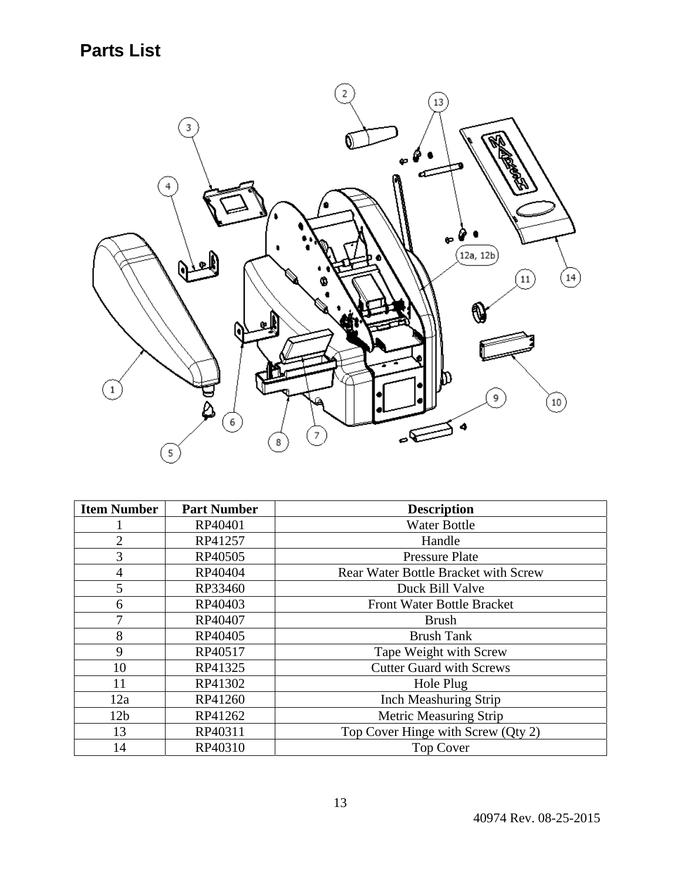## Parts List

| Item Number | Part Number | Description |
|---|---|---|
| 1 | RP40401 | Water Bottle |
| 2 | RP41257 | Handle |
| 3 | RP40505 | Pressure Plate |
| 4 | RP40404 | Rear Water Bottle Bracket with Screw |
| 5 | RP33460 | Duck Bill Valve |
| 6 | RP40403 | Front Water Bottle Bracket |
| 7 | RP40407 | Brush |
| 8 | RP40405 | Brush Tank |
| 9 | RP40517 | Tape Weight with Screw |
| 10 | RP41325 | Cutter Guard with Screws |
| 11 | RP41302 | Hole Plug |
| 12a | RP41260 | Inch Meashuring Strip |
| 12b | RP41262 | Metric Measuring Strip |
| 13 | RP40311 | Top Cover Hinge with Screw (Qty 2) |
| 14 | RP40310 | Top Cover |

40974 Rev. 08-25-2015